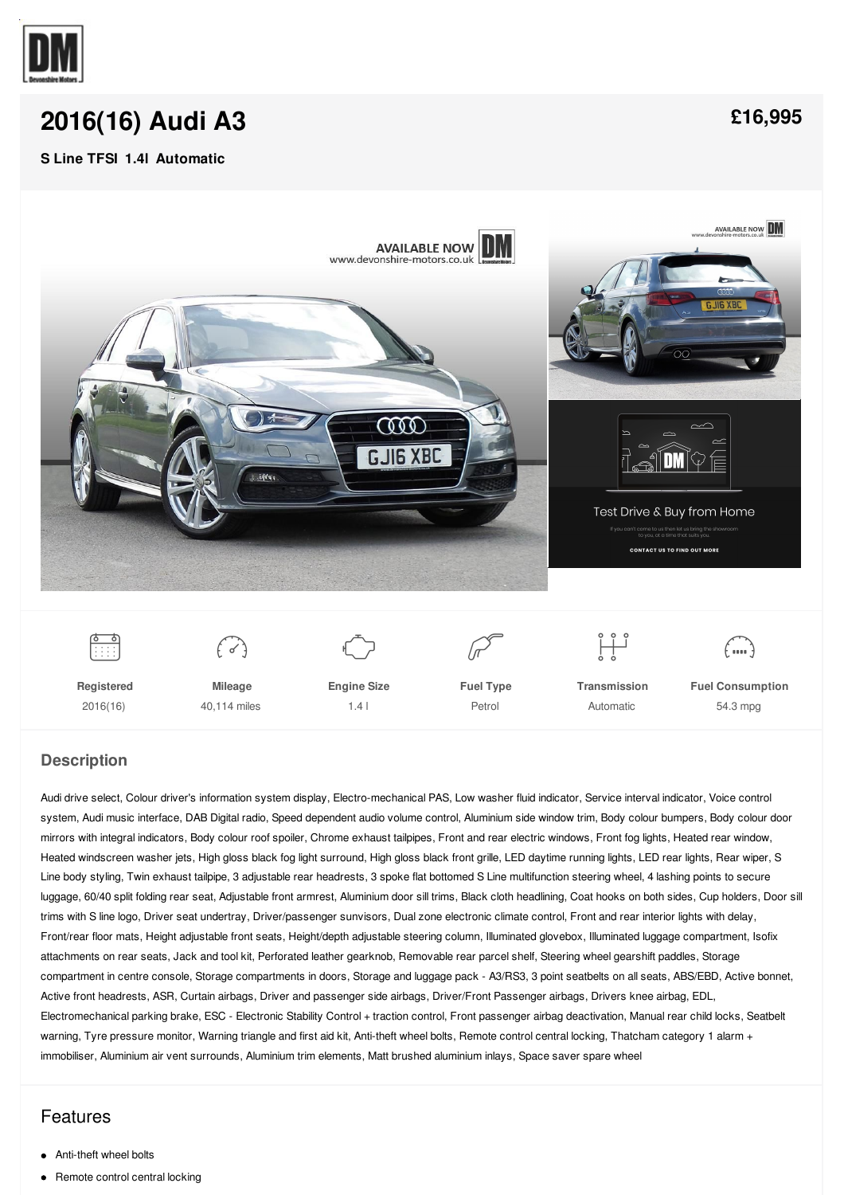# 2016(16) Audi A3

**£16,995**

**S Line TFSI 1.4l Automatic**

| Registered | Mileage | Engine Size | Fuel Type | Transmission | Fuel Consumption |
|---|---|---|---|---|---|
| 2016(16) | 40,114 miles | 1.4 l | Petrol | Automatic | 54.3 mpg |

## Description

Audi drive select, Colour driver's information system display, Electro-mechanical PAS, Low washer fluid indicator, Service interval indicator, Voice control system, Audi music interface, DAB Digital radio, Speed dependent audio volume control, Aluminium side window trim, Body colour bumpers, Body colour door mirrors with integral indicators, Body colour roof spoiler, Chrome exhaust tailpipes, Front and rear electric windows, Front fog lights, Heated rear window, Heated windscreen washer jets, High gloss black fog light surround, High gloss black front grille, LED daytime running lights, LED rear lights, Rear wiper, S Line body styling, Twin exhaust tailpipe, 3 adjustable rear headrests, 3 spoke flat bottomed S Line multifunction steering wheel, 4 lashing points to secure luggage, 60/40 split folding rear seat, Adjustable front armrest, Aluminium door sill trims, Black cloth headlining, Coat hooks on both sides, Cup holders, Door sill trims with S line logo, Driver seat undertray, Driver/passenger sunvisors, Dual zone electronic climate control, Front and rear interior lights with delay, Front/rear floor mats, Height adjustable front seats, Height/depth adjustable steering column, Illuminated glovebox, Illuminated luggage compartment, Isofix attachments on rear seats, Jack and tool kit, Perforated leather gearknob, Removable rear parcel shelf, Steering wheel gearshift paddles, Storage compartment in centre console, Storage compartments in doors, Storage and luggage pack - A3/RS3, 3 point seatbelts on all seats, ABS/EBD, Active bonnet, Active front headrests, ASR, Curtain airbags, Driver and passenger side airbags, Driver/Front Passenger airbags, Drivers knee airbag, EDL, Electromechanical parking brake, ESC - Electronic Stability Control + traction control, Front passenger airbag deactivation, Manual rear child locks, Seatbelt warning, Tyre pressure monitor, Warning triangle and first aid kit, Anti-theft wheel bolts, Remote control central locking, Thatcham category 1 alarm + immobiliser, Aluminium air vent surrounds, Aluminium trim elements, Matt brushed aluminium inlays, Space saver spare wheel

## Features

- Anti-theft wheel bolts
- Remote control central locking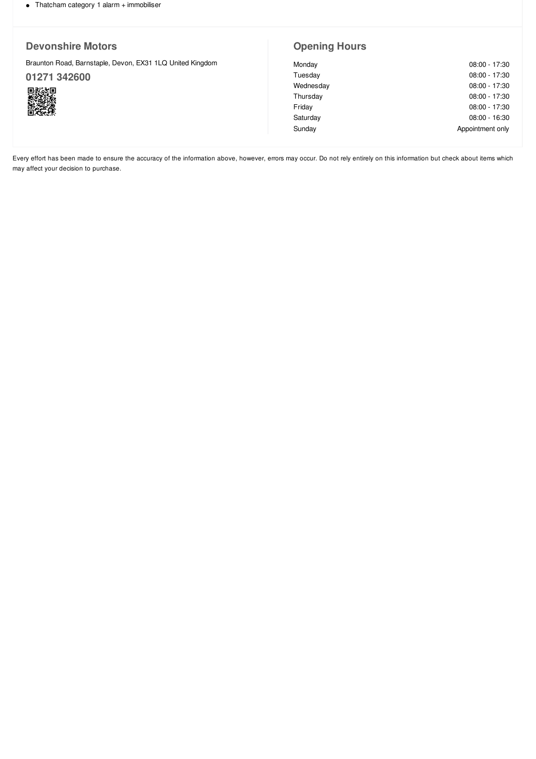- Thatcham category 1 alarm + immobiliser

## Devonshire Motors

Braunton Road, Barnstaple, Devon, EX31 1LQ United Kingdom

**01271 342600**

## Opening Hours

| | |
|---|---|
| Monday | 08:00 - 17:30 |
| Tuesday | 08:00 - 17:30 |
| Wednesday | 08:00 - 17:30 |
| Thursday | 08:00 - 17:30 |
| Friday | 08:00 - 17:30 |
| Saturday | 08:00 - 16:30 |
| Sunday | Appointment only |

Every effort has been made to ensure the accuracy of the information above, however, errors may occur. Do not rely entirely on this information but check about items which may affect your decision to purchase.